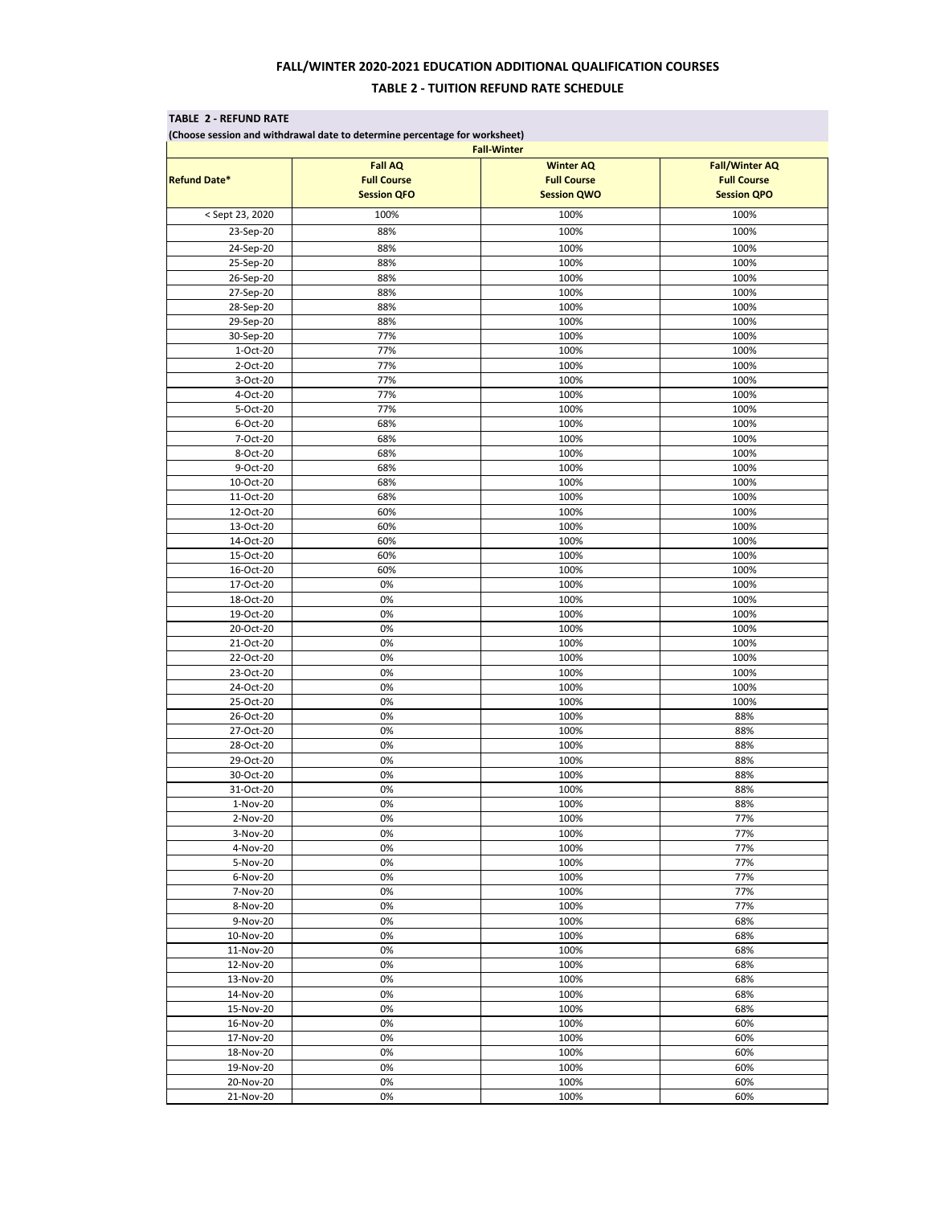# FALL/WINTER 2020-2021 EDUCATION ADDITIONAL QUALIFICATION COURSES

## TABLE 2 - TUITION REFUND RATE SCHEDULE

**TABLE 2 - REFUND RATE**

**(Choose session and withdrawal date to determine percentage for worksheet)**

| | Fall-Winter | | |
|---|---|---|---|
| **Refund Date*** | **Fall AQ Full Course Session QFO** | **Winter AQ Full Course Session QWO** | **Fall/Winter AQ Full Course Session QPO** |
| < Sept 23, 2020 | 100% | 100% | 100% |
| 23-Sep-20 | 88% | 100% | 100% |
| 24-Sep-20 | 88% | 100% | 100% |
| 25-Sep-20 | 88% | 100% | 100% |
| 26-Sep-20 | 88% | 100% | 100% |
| 27-Sep-20 | 88% | 100% | 100% |
| 28-Sep-20 | 88% | 100% | 100% |
| 29-Sep-20 | 88% | 100% | 100% |
| 30-Sep-20 | 77% | 100% | 100% |
| 1-Oct-20 | 77% | 100% | 100% |
| 2-Oct-20 | 77% | 100% | 100% |
| 3-Oct-20 | 77% | 100% | 100% |
| 4-Oct-20 | 77% | 100% | 100% |
| 5-Oct-20 | 77% | 100% | 100% |
| 6-Oct-20 | 68% | 100% | 100% |
| 7-Oct-20 | 68% | 100% | 100% |
| 8-Oct-20 | 68% | 100% | 100% |
| 9-Oct-20 | 68% | 100% | 100% |
| 10-Oct-20 | 68% | 100% | 100% |
| 11-Oct-20 | 68% | 100% | 100% |
| 12-Oct-20 | 60% | 100% | 100% |
| 13-Oct-20 | 60% | 100% | 100% |
| 14-Oct-20 | 60% | 100% | 100% |
| 15-Oct-20 | 60% | 100% | 100% |
| 16-Oct-20 | 60% | 100% | 100% |
| 17-Oct-20 | 0% | 100% | 100% |
| 18-Oct-20 | 0% | 100% | 100% |
| 19-Oct-20 | 0% | 100% | 100% |
| 20-Oct-20 | 0% | 100% | 100% |
| 21-Oct-20 | 0% | 100% | 100% |
| 22-Oct-20 | 0% | 100% | 100% |
| 23-Oct-20 | 0% | 100% | 100% |
| 24-Oct-20 | 0% | 100% | 100% |
| 25-Oct-20 | 0% | 100% | 100% |
| 26-Oct-20 | 0% | 100% | 88% |
| 27-Oct-20 | 0% | 100% | 88% |
| 28-Oct-20 | 0% | 100% | 88% |
| 29-Oct-20 | 0% | 100% | 88% |
| 30-Oct-20 | 0% | 100% | 88% |
| 31-Oct-20 | 0% | 100% | 88% |
| 1-Nov-20 | 0% | 100% | 88% |
| 2-Nov-20 | 0% | 100% | 77% |
| 3-Nov-20 | 0% | 100% | 77% |
| 4-Nov-20 | 0% | 100% | 77% |
| 5-Nov-20 | 0% | 100% | 77% |
| 6-Nov-20 | 0% | 100% | 77% |
| 7-Nov-20 | 0% | 100% | 77% |
| 8-Nov-20 | 0% | 100% | 77% |
| 9-Nov-20 | 0% | 100% | 68% |
| 10-Nov-20 | 0% | 100% | 68% |
| 11-Nov-20 | 0% | 100% | 68% |
| 12-Nov-20 | 0% | 100% | 68% |
| 13-Nov-20 | 0% | 100% | 68% |
| 14-Nov-20 | 0% | 100% | 68% |
| 15-Nov-20 | 0% | 100% | 68% |
| 16-Nov-20 | 0% | 100% | 60% |
| 17-Nov-20 | 0% | 100% | 60% |
| 18-Nov-20 | 0% | 100% | 60% |
| 19-Nov-20 | 0% | 100% | 60% |
| 20-Nov-20 | 0% | 100% | 60% |
| 21-Nov-20 | 0% | 100% | 60% |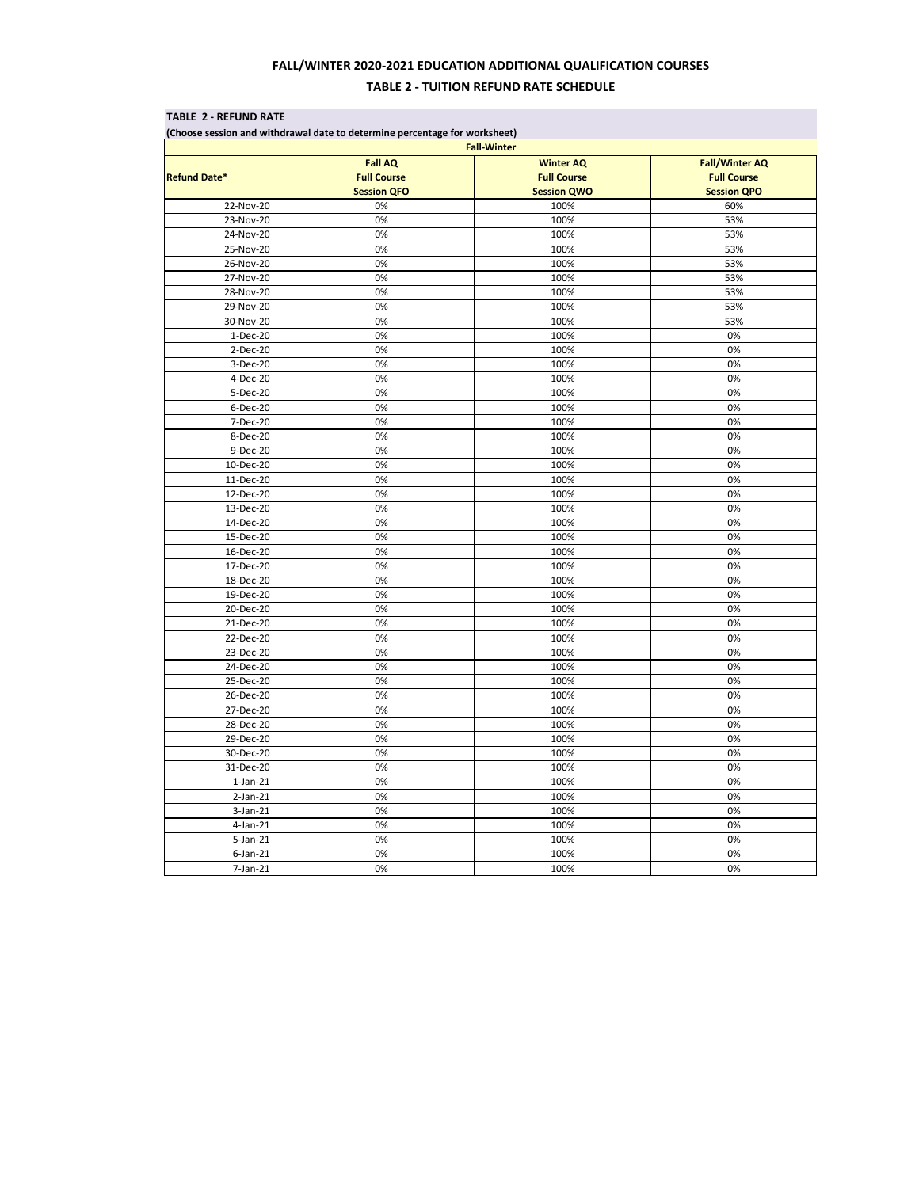## FALL/WINTER 2020-2021 EDUCATION ADDITIONAL QUALIFICATION COURSES

### TABLE 2 - TUITION REFUND RATE SCHEDULE

**TABLE 2 - REFUND RATE**

**(Choose session and withdrawal date to determine percentage for worksheet)**

| | Fall-Winter | | |
|---|---|---|---|
| **Refund Date*** | **Fall AQ Full Course Session QFO** | **Winter AQ Full Course Session QWO** | **Fall/Winter AQ Full Course Session QPO** |
| 22-Nov-20 | 0% | 100% | 60% |
| 23-Nov-20 | 0% | 100% | 53% |
| 24-Nov-20 | 0% | 100% | 53% |
| 25-Nov-20 | 0% | 100% | 53% |
| 26-Nov-20 | 0% | 100% | 53% |
| 27-Nov-20 | 0% | 100% | 53% |
| 28-Nov-20 | 0% | 100% | 53% |
| 29-Nov-20 | 0% | 100% | 53% |
| 30-Nov-20 | 0% | 100% | 53% |
| 1-Dec-20 | 0% | 100% | 0% |
| 2-Dec-20 | 0% | 100% | 0% |
| 3-Dec-20 | 0% | 100% | 0% |
| 4-Dec-20 | 0% | 100% | 0% |
| 5-Dec-20 | 0% | 100% | 0% |
| 6-Dec-20 | 0% | 100% | 0% |
| 7-Dec-20 | 0% | 100% | 0% |
| 8-Dec-20 | 0% | 100% | 0% |
| 9-Dec-20 | 0% | 100% | 0% |
| 10-Dec-20 | 0% | 100% | 0% |
| 11-Dec-20 | 0% | 100% | 0% |
| 12-Dec-20 | 0% | 100% | 0% |
| 13-Dec-20 | 0% | 100% | 0% |
| 14-Dec-20 | 0% | 100% | 0% |
| 15-Dec-20 | 0% | 100% | 0% |
| 16-Dec-20 | 0% | 100% | 0% |
| 17-Dec-20 | 0% | 100% | 0% |
| 18-Dec-20 | 0% | 100% | 0% |
| 19-Dec-20 | 0% | 100% | 0% |
| 20-Dec-20 | 0% | 100% | 0% |
| 21-Dec-20 | 0% | 100% | 0% |
| 22-Dec-20 | 0% | 100% | 0% |
| 23-Dec-20 | 0% | 100% | 0% |
| 24-Dec-20 | 0% | 100% | 0% |
| 25-Dec-20 | 0% | 100% | 0% |
| 26-Dec-20 | 0% | 100% | 0% |
| 27-Dec-20 | 0% | 100% | 0% |
| 28-Dec-20 | 0% | 100% | 0% |
| 29-Dec-20 | 0% | 100% | 0% |
| 30-Dec-20 | 0% | 100% | 0% |
| 31-Dec-20 | 0% | 100% | 0% |
| 1-Jan-21 | 0% | 100% | 0% |
| 2-Jan-21 | 0% | 100% | 0% |
| 3-Jan-21 | 0% | 100% | 0% |
| 4-Jan-21 | 0% | 100% | 0% |
| 5-Jan-21 | 0% | 100% | 0% |
| 6-Jan-21 | 0% | 100% | 0% |
| 7-Jan-21 | 0% | 100% | 0% |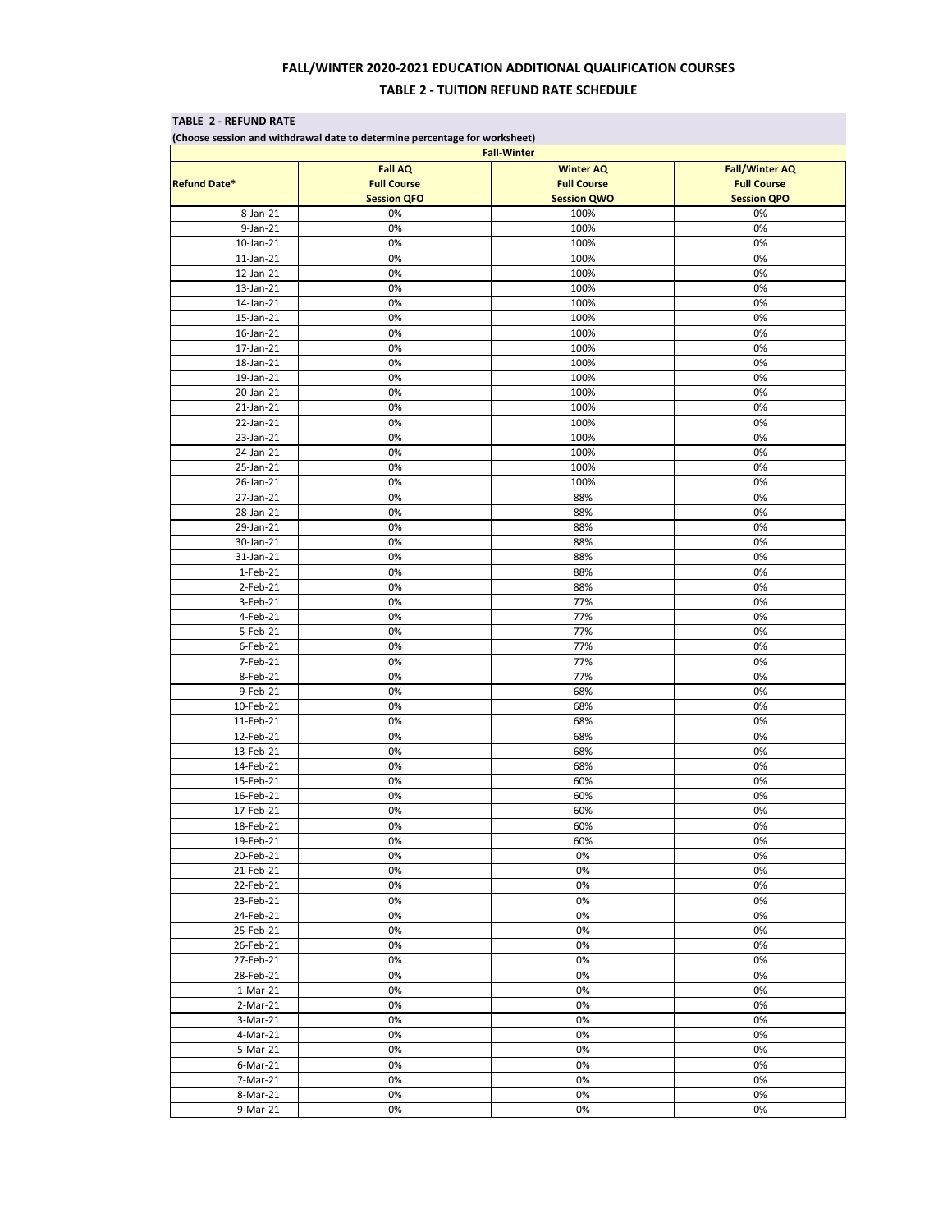# FALL/WINTER 2020-2021 EDUCATION ADDITIONAL QUALIFICATION COURSES

## TABLE 2 - TUITION REFUND RATE SCHEDULE

**TABLE 2 - REFUND RATE**

**(Choose session and withdrawal date to determine percentage for worksheet)**

| | Fall-Winter | | |
|---|---|---|---|
| **Refund Date*** | **Fall AQ Full Course Session QFO** | **Winter AQ Full Course Session QWO** | **Fall/Winter AQ Full Course Session QPO** |
| 8-Jan-21 | 0% | 100% | 0% |
| 9-Jan-21 | 0% | 100% | 0% |
| 10-Jan-21 | 0% | 100% | 0% |
| 11-Jan-21 | 0% | 100% | 0% |
| 12-Jan-21 | 0% | 100% | 0% |
| 13-Jan-21 | 0% | 100% | 0% |
| 14-Jan-21 | 0% | 100% | 0% |
| 15-Jan-21 | 0% | 100% | 0% |
| 16-Jan-21 | 0% | 100% | 0% |
| 17-Jan-21 | 0% | 100% | 0% |
| 18-Jan-21 | 0% | 100% | 0% |
| 19-Jan-21 | 0% | 100% | 0% |
| 20-Jan-21 | 0% | 100% | 0% |
| 21-Jan-21 | 0% | 100% | 0% |
| 22-Jan-21 | 0% | 100% | 0% |
| 23-Jan-21 | 0% | 100% | 0% |
| 24-Jan-21 | 0% | 100% | 0% |
| 25-Jan-21 | 0% | 100% | 0% |
| 26-Jan-21 | 0% | 100% | 0% |
| 27-Jan-21 | 0% | 88% | 0% |
| 28-Jan-21 | 0% | 88% | 0% |
| 29-Jan-21 | 0% | 88% | 0% |
| 30-Jan-21 | 0% | 88% | 0% |
| 31-Jan-21 | 0% | 88% | 0% |
| 1-Feb-21 | 0% | 88% | 0% |
| 2-Feb-21 | 0% | 88% | 0% |
| 3-Feb-21 | 0% | 77% | 0% |
| 4-Feb-21 | 0% | 77% | 0% |
| 5-Feb-21 | 0% | 77% | 0% |
| 6-Feb-21 | 0% | 77% | 0% |
| 7-Feb-21 | 0% | 77% | 0% |
| 8-Feb-21 | 0% | 77% | 0% |
| 9-Feb-21 | 0% | 68% | 0% |
| 10-Feb-21 | 0% | 68% | 0% |
| 11-Feb-21 | 0% | 68% | 0% |
| 12-Feb-21 | 0% | 68% | 0% |
| 13-Feb-21 | 0% | 68% | 0% |
| 14-Feb-21 | 0% | 68% | 0% |
| 15-Feb-21 | 0% | 60% | 0% |
| 16-Feb-21 | 0% | 60% | 0% |
| 17-Feb-21 | 0% | 60% | 0% |
| 18-Feb-21 | 0% | 60% | 0% |
| 19-Feb-21 | 0% | 60% | 0% |
| 20-Feb-21 | 0% | 0% | 0% |
| 21-Feb-21 | 0% | 0% | 0% |
| 22-Feb-21 | 0% | 0% | 0% |
| 23-Feb-21 | 0% | 0% | 0% |
| 24-Feb-21 | 0% | 0% | 0% |
| 25-Feb-21 | 0% | 0% | 0% |
| 26-Feb-21 | 0% | 0% | 0% |
| 27-Feb-21 | 0% | 0% | 0% |
| 28-Feb-21 | 0% | 0% | 0% |
| 1-Mar-21 | 0% | 0% | 0% |
| 2-Mar-21 | 0% | 0% | 0% |
| 3-Mar-21 | 0% | 0% | 0% |
| 4-Mar-21 | 0% | 0% | 0% |
| 5-Mar-21 | 0% | 0% | 0% |
| 6-Mar-21 | 0% | 0% | 0% |
| 7-Mar-21 | 0% | 0% | 0% |
| 8-Mar-21 | 0% | 0% | 0% |
| 9-Mar-21 | 0% | 0% | 0% |